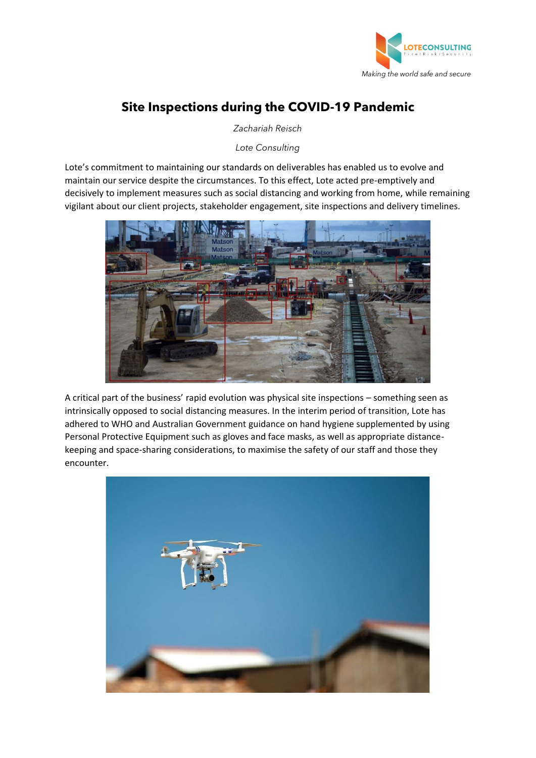# Site Inspections during the COVID-19 Pandemic

*Zachariah Reisch*

*Lote Consulting*

Lote's commitment to maintaining our standards on deliverables has enabled us to evolve and maintain our service despite the circumstances. To this effect, Lote acted pre-emptively and decisively to implement measures such as social distancing and working from home, while remaining vigilant about our client projects, stakeholder engagement, site inspections and delivery timelines.

A critical part of the business' rapid evolution was physical site inspections – something seen as intrinsically opposed to social distancing measures. In the interim period of transition, Lote has adhered to WHO and Australian Government guidance on hand hygiene supplemented by using Personal Protective Equipment such as gloves and face masks, as well as appropriate distance-keeping and space-sharing considerations, to maximise the safety of our staff and those they encounter.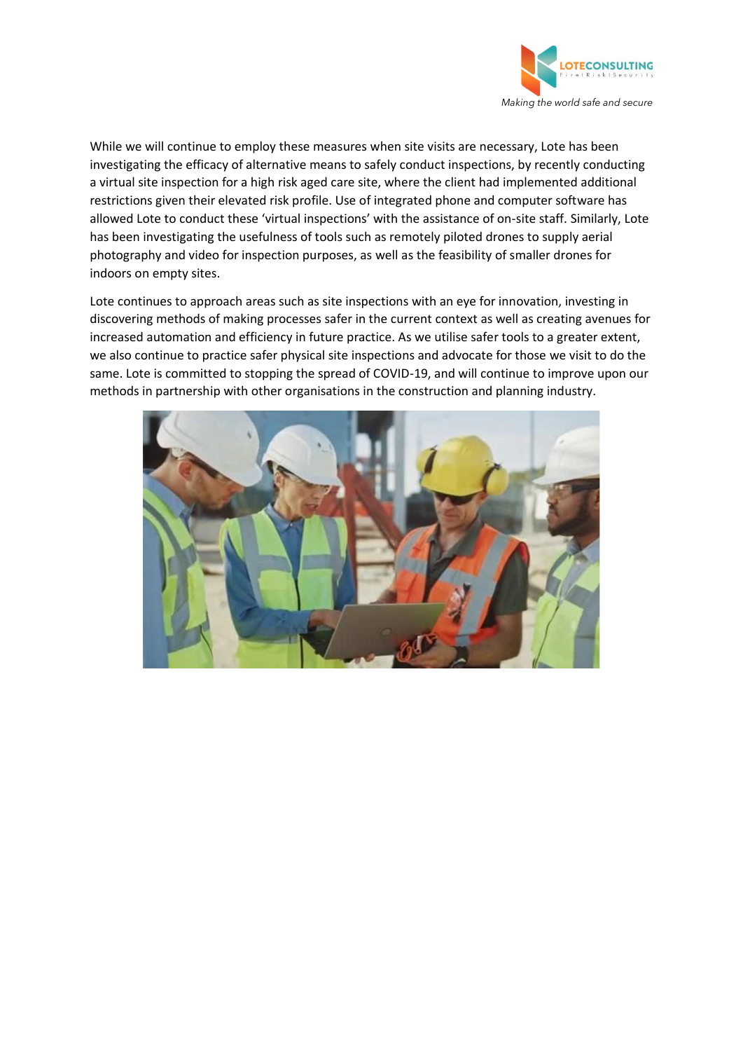While we will continue to employ these measures when site visits are necessary, Lote has been investigating the efficacy of alternative means to safely conduct inspections, by recently conducting a virtual site inspection for a high risk aged care site, where the client had implemented additional restrictions given their elevated risk profile. Use of integrated phone and computer software has allowed Lote to conduct these 'virtual inspections' with the assistance of on-site staff. Similarly, Lote has been investigating the usefulness of tools such as remotely piloted drones to supply aerial photography and video for inspection purposes, as well as the feasibility of smaller drones for indoors on empty sites.

Lote continues to approach areas such as site inspections with an eye for innovation, investing in discovering methods of making processes safer in the current context as well as creating avenues for increased automation and efficiency in future practice. As we utilise safer tools to a greater extent, we also continue to practice safer physical site inspections and advocate for those we visit to do the same. Lote is committed to stopping the spread of COVID-19, and will continue to improve upon our methods in partnership with other organisations in the construction and planning industry.